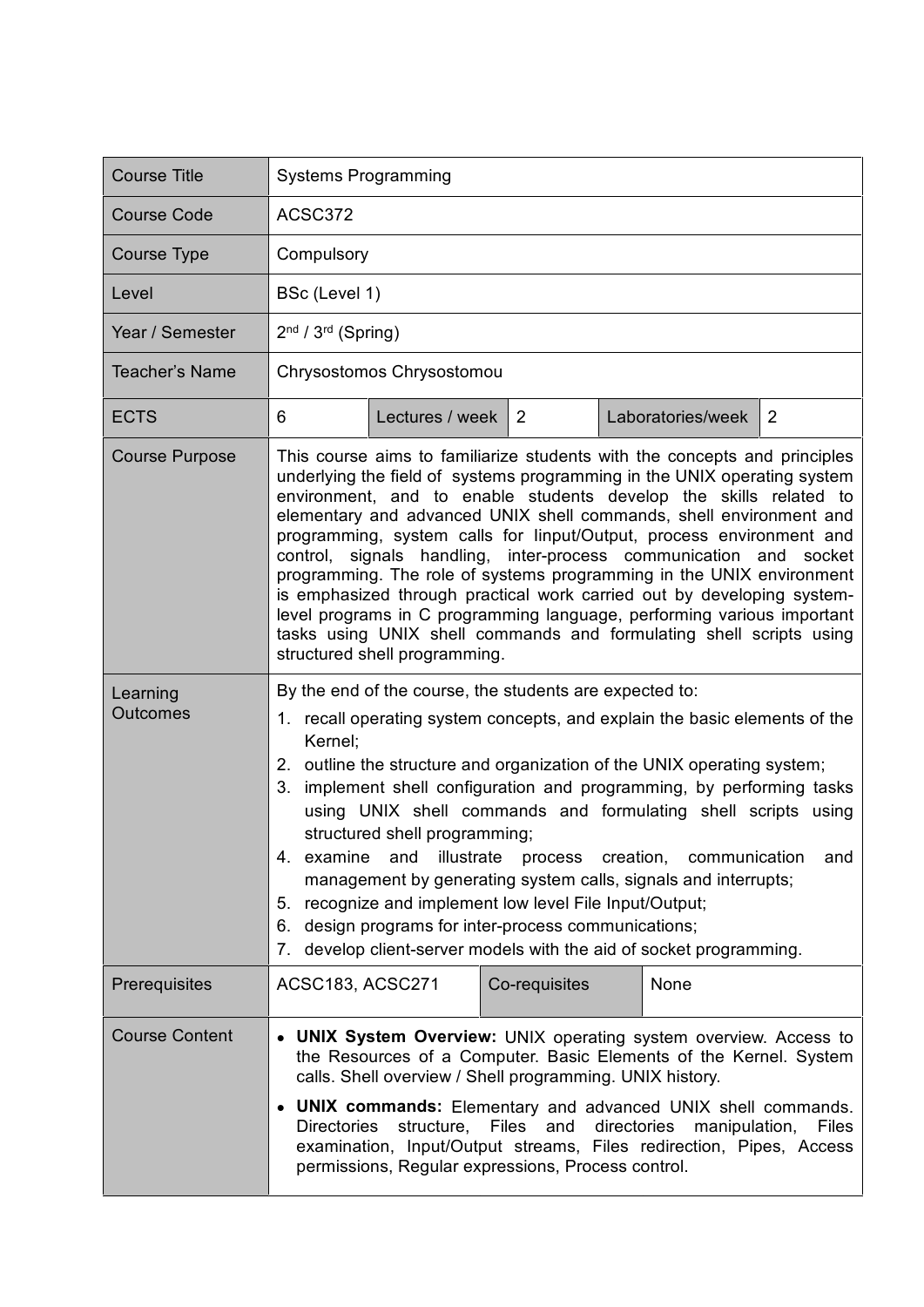| Course Title | Systems Programming | | | | |
|---|---|---|---|---|---|
| Course Code | ACSC372 | | | | |
| Course Type | Compulsory | | | | |
| Level | BSc (Level 1) | | | | |
| Year / Semester | 2nd / 3rd (Spring) | | | | |
| Teacher's Name | Chrysostomos Chrysostomou | | | | |
| ECTS | 6 | Lectures / week | 2 | Laboratories/week | 2 |
| Course Purpose | This course aims to familiarize students with the concepts and principles underlying the field of systems programming in the UNIX operating system environment, and to enable students develop the skills related to elementary and advanced UNIX shell commands, shell environment and programming, system calls for Iinput/Output, process environment and control, signals handling, inter-process communication and socket programming. The role of systems programming in the UNIX environment is emphasized through practical work carried out by developing system-level programs in C programming language, performing various important tasks using UNIX shell commands and formulating shell scripts using structured shell programming. | | | | |
| Learning Outcomes | By the end of the course, the students are expected to:<br>1. recall operating system concepts, and explain the basic elements of the Kernel;<br>2. outline the structure and organization of the UNIX operating system;<br>3. implement shell configuration and programming, by performing tasks using UNIX shell commands and formulating shell scripts using structured shell programming;<br>4. examine and illustrate process creation, communication and management by generating system calls, signals and interrupts;<br>5. recognize and implement low level File Input/Output;<br>6. design programs for inter-process communications;<br>7. develop client-server models with the aid of socket programming. | | | | |
| Prerequisites | ACSC183, ACSC271 | Co-requisites | None | | |
| Course Content | • **UNIX System Overview:** UNIX operating system overview. Access to the Resources of a Computer. Basic Elements of the Kernel. System calls. Shell overview / Shell programming. UNIX history.<br>• **UNIX commands:** Elementary and advanced UNIX shell commands. Directories structure, Files and directories manipulation, Files examination, Input/Output streams, Files redirection, Pipes, Access permissions, Regular expressions, Process control. | | | | |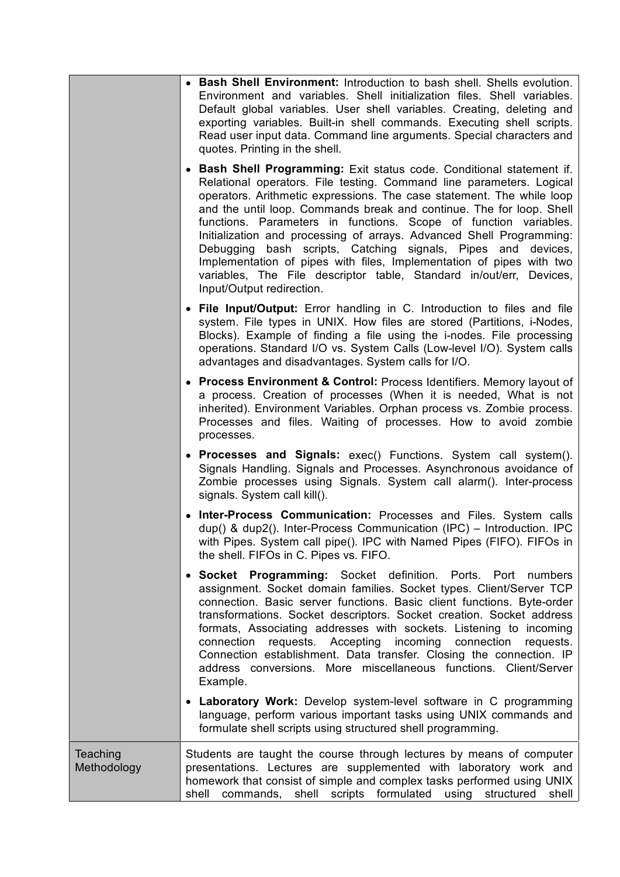| | |
|---|---|
| | • **Bash Shell Environment:** Introduction to bash shell. Shells evolution. Environment and variables. Shell initialization files. Shell variables. Default global variables. User shell variables. Creating, deleting and exporting variables. Built-in shell commands. Executing shell scripts. Read user input data. Command line arguments. Special characters and quotes. Printing in the shell.<br><br>• **Bash Shell Programming:** Exit status code. Conditional statement if. Relational operators. File testing. Command line parameters. Logical operators. Arithmetic expressions. The case statement. The while loop and the until loop. Commands break and continue. The for loop. Shell functions. Parameters in functions. Scope of function variables. Initialization and processing of arrays. Advanced Shell Programming: Debugging bash scripts, Catching signals, Pipes and devices, Implementation of pipes with files, Implementation of pipes with two variables, The File descriptor table, Standard in/out/err, Devices, Input/Output redirection.<br><br>• **File Input/Output:** Error handling in C. Introduction to files and file system. File types in UNIX. How files are stored (Partitions, i-Nodes, Blocks). Example of finding a file using the i-nodes. File processing operations. Standard I/O vs. System Calls (Low-level I/O). System calls advantages and disadvantages. System calls for I/O.<br><br>• **Process Environment & Control:** Process Identifiers. Memory layout of a process. Creation of processes (When it is needed, What is not inherited). Environment Variables. Orphan process vs. Zombie process. Processes and files. Waiting of processes. How to avoid zombie processes.<br><br>• **Processes and Signals:** exec() Functions. System call system(). Signals Handling. Signals and Processes. Asynchronous avoidance of Zombie processes using Signals. System call alarm(). Inter-process signals. System call kill().<br><br>• **Inter-Process Communication:** Processes and Files. System calls dup() & dup2(). Inter-Process Communication (IPC) – Introduction. IPC with Pipes. System call pipe(). IPC with Named Pipes (FIFO). FIFOs in the shell. FIFOs in C. Pipes vs. FIFO.<br><br>• **Socket Programming:** Socket definition. Ports. Port numbers assignment. Socket domain families. Socket types. Client/Server TCP connection. Basic server functions. Basic client functions. Byte-order transformations. Socket descriptors. Socket creation. Socket address formats, Associating addresses with sockets. Listening to incoming connection requests. Accepting incoming connection requests. Connection establishment. Data transfer. Closing the connection. IP address conversions. More miscellaneous functions. Client/Server Example.<br><br>• **Laboratory Work:** Develop system-level software in C programming language, perform various important tasks using UNIX commands and formulate shell scripts using structured shell programming. |
| Teaching Methodology | Students are taught the course through lectures by means of computer presentations. Lectures are supplemented with laboratory work and homework that consist of simple and complex tasks performed using UNIX shell commands, shell scripts formulated using structured shell |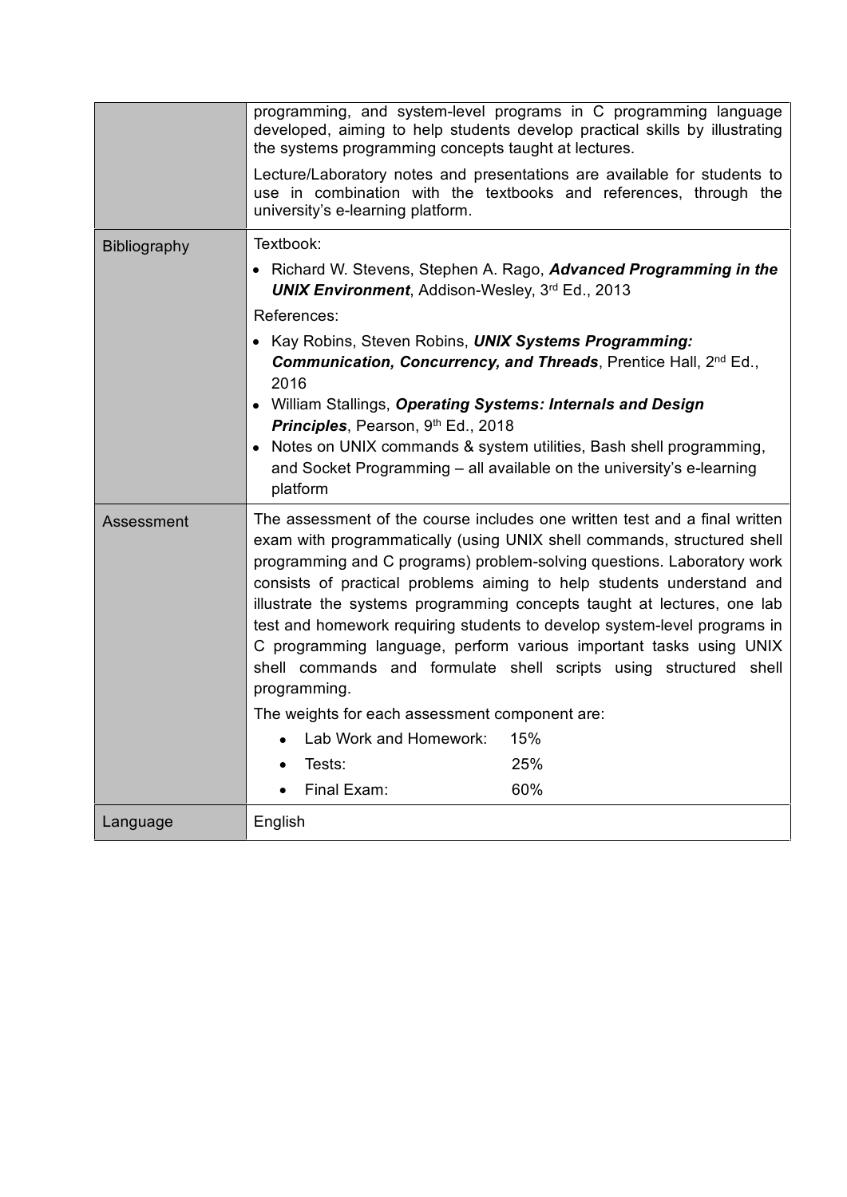| | |
|---|---|
| | programming, and system-level programs in C programming language developed, aiming to help students develop practical skills by illustrating the systems programming concepts taught at lectures.<br><br>Lecture/Laboratory notes and presentations are available for students to use in combination with the textbooks and references, through the university's e-learning platform. |
| Bibliography | Textbook:<br>• Richard W. Stevens, Stephen A. Rago, ***Advanced Programming in the UNIX Environment***, Addison-Wesley, 3rd Ed., 2013<br><br>References:<br>• Kay Robins, Steven Robins, ***UNIX Systems Programming: Communication, Concurrency, and Threads***, Prentice Hall, 2nd Ed., 2016<br>• William Stallings, ***Operating Systems: Internals and Design Principles***, Pearson, 9th Ed., 2018<br>• Notes on UNIX commands & system utilities, Bash shell programming, and Socket Programming – all available on the university's e-learning platform |
| Assessment | The assessment of the course includes one written test and a final written exam with programmatically (using UNIX shell commands, structured shell programming and C programs) problem-solving questions. Laboratory work consists of practical problems aiming to help students understand and illustrate the systems programming concepts taught at lectures, one lab test and homework requiring students to develop system-level programs in C programming language, perform various important tasks using UNIX shell commands and formulate shell scripts using structured shell programming.<br><br>The weights for each assessment component are:<br>• Lab Work and Homework: 15%<br>• Tests: 25%<br>• Final Exam: 60% |
| Language | English |